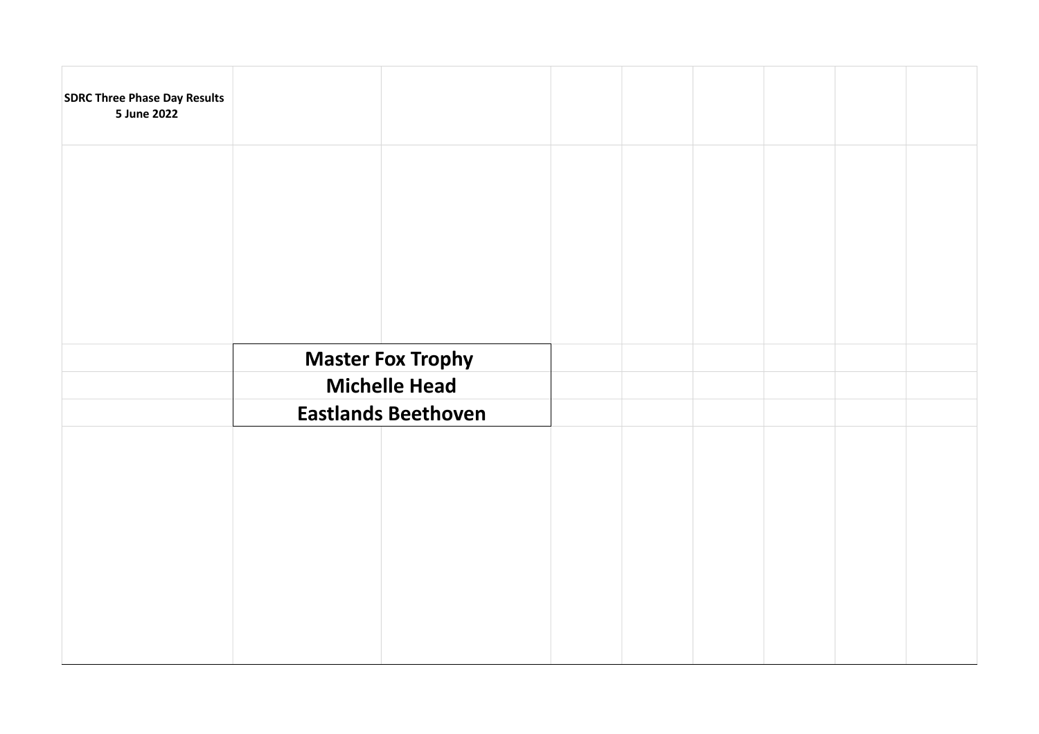**SDRC Three Phase Day Results**
**5 June 2022**

# Master Fox Trophy

## Michelle Head

## Eastlands Beethoven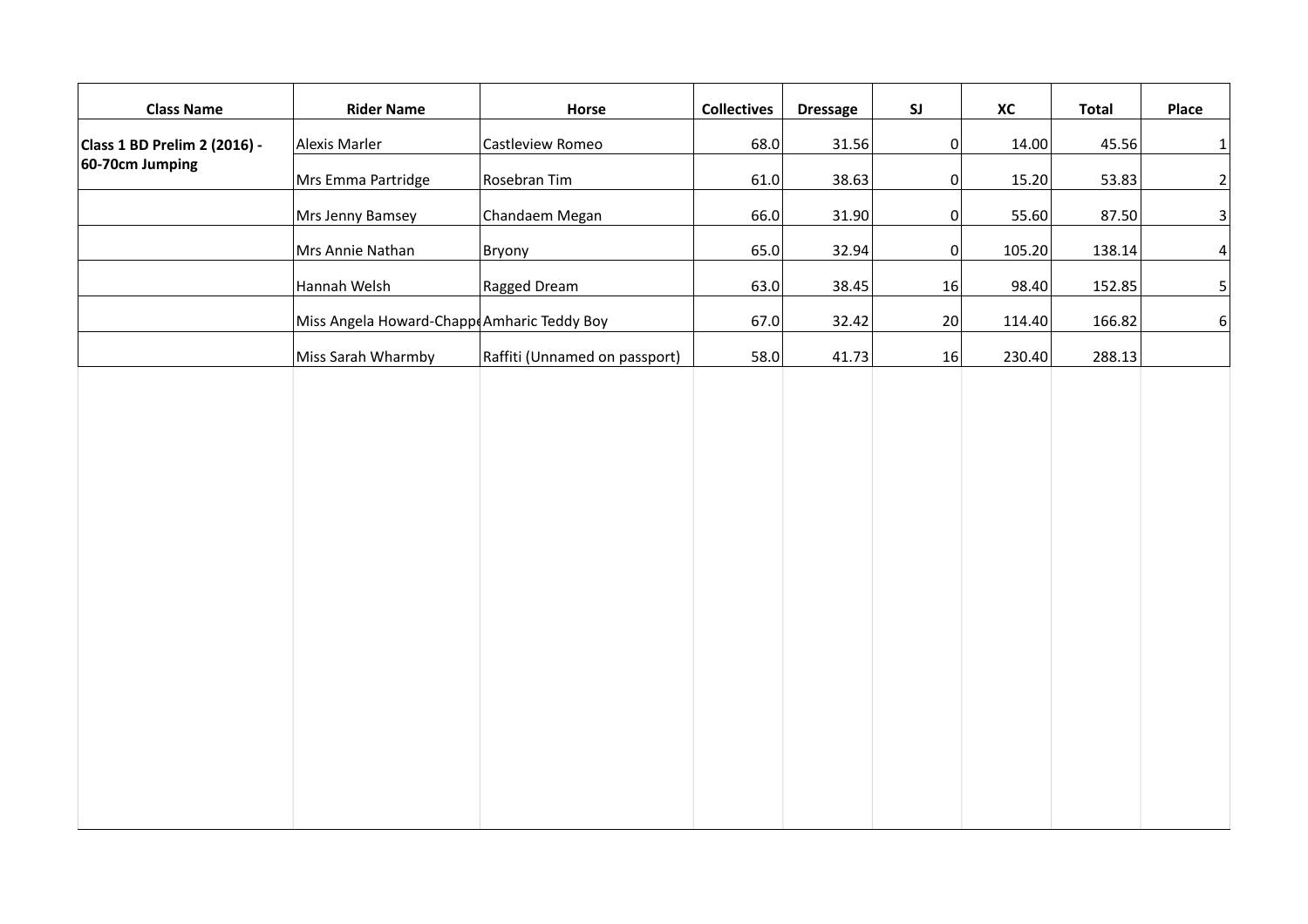| Class Name | Rider Name | Horse | Collectives | Dressage | SJ | XC | Total | Place |
|---|---|---|---|---|---|---|---|---|
| **Class 1 BD Prelim 2 (2016) - 60-70cm Jumping** | Alexis Marler | Castleview Romeo | 68.0 | 31.56 | 0 | 14.00 | 45.56 | 1 |
| | Mrs Emma Partridge | Rosebran Tim | 61.0 | 38.63 | 0 | 15.20 | 53.83 | 2 |
| | Mrs Jenny Bamsey | Chandaem Megan | 66.0 | 31.90 | 0 | 55.60 | 87.50 | 3 |
| | Mrs Annie Nathan | Bryony | 65.0 | 32.94 | 0 | 105.20 | 138.14 | 4 |
| | Hannah Welsh | Ragged Dream | 63.0 | 38.45 | 16 | 98.40 | 152.85 | 5 |
| | Miss Angela Howard-Chappe | Amharic Teddy Boy | 67.0 | 32.42 | 20 | 114.40 | 166.82 | 6 |
| | Miss Sarah Wharmby | Raffiti (Unnamed on passport) | 58.0 | 41.73 | 16 | 230.40 | 288.13 | |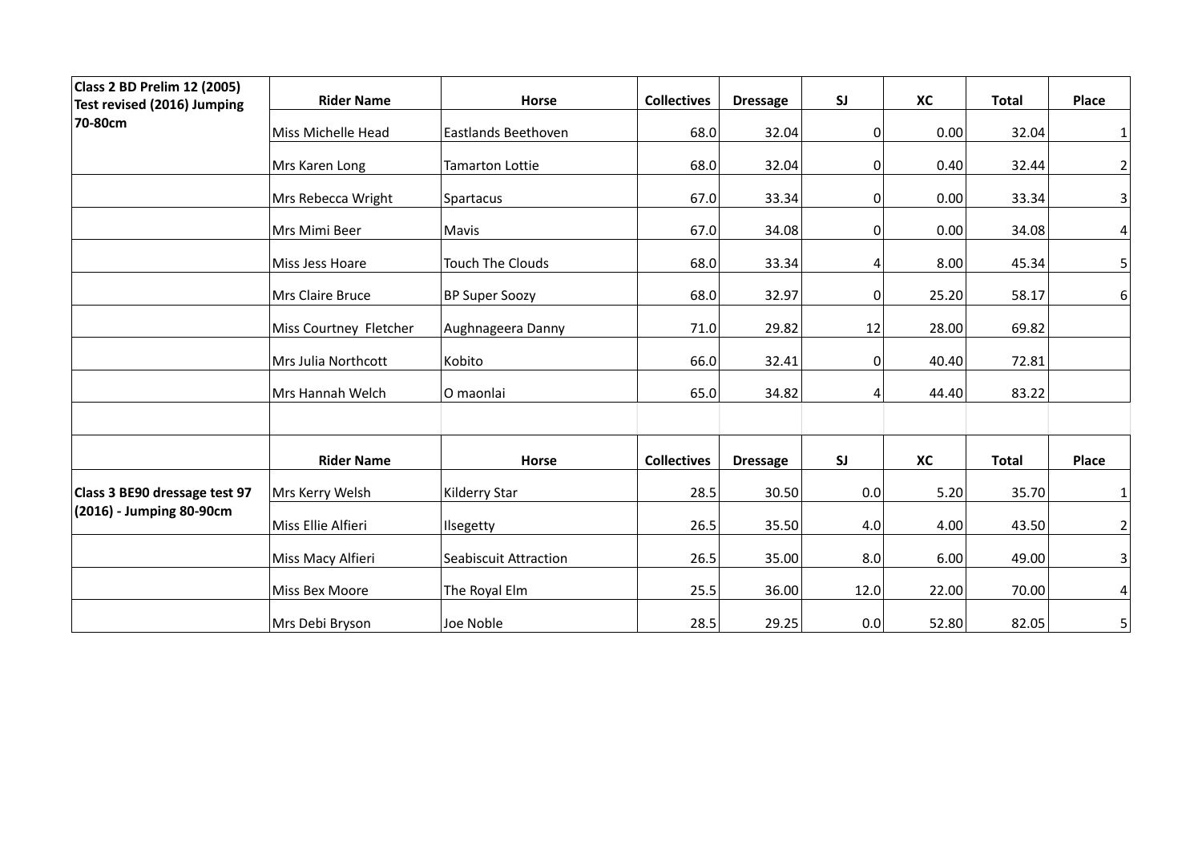| Class 2 BD Prelim 12 (2005) Test revised (2016) Jumping 70-80cm | Rider Name | Horse | Collectives | Dressage | SJ | XC | Total | Place |
|---|---|---|---|---|---|---|---|---|
| | Miss Michelle Head | Eastlands Beethoven | 68.0 | 32.04 | 0 | 0.00 | 32.04 | 1 |
| | Mrs Karen Long | Tamarton Lottie | 68.0 | 32.04 | 0 | 0.40 | 32.44 | 2 |
| | Mrs Rebecca Wright | Spartacus | 67.0 | 33.34 | 0 | 0.00 | 33.34 | 3 |
| | Mrs Mimi Beer | Mavis | 67.0 | 34.08 | 0 | 0.00 | 34.08 | 4 |
| | Miss Jess Hoare | Touch The Clouds | 68.0 | 33.34 | 4 | 8.00 | 45.34 | 5 |
| | Mrs Claire Bruce | BP Super Soozy | 68.0 | 32.97 | 0 | 25.20 | 58.17 | 6 |
| | Miss Courtney Fletcher | Aughnageera Danny | 71.0 | 29.82 | 12 | 28.00 | 69.82 | |
| | Mrs Julia Northcott | Kobito | 66.0 | 32.41 | 0 | 40.40 | 72.81 | |
| | Mrs Hannah Welch | O maonlai | 65.0 | 34.82 | 4 | 44.40 | 83.22 | |

| | Rider Name | Horse | Collectives | Dressage | SJ | XC | Total | Place |
|---|---|---|---|---|---|---|---|---|
| Class 3 BE90 dressage test 97 (2016) - Jumping 80-90cm | Mrs Kerry Welsh | Kilderry Star | 28.5 | 30.50 | 0.0 | 5.20 | 35.70 | 1 |
| | Miss Ellie Alfieri | Ilsegetty | 26.5 | 35.50 | 4.0 | 4.00 | 43.50 | 2 |
| | Miss Macy Alfieri | Seabiscuit Attraction | 26.5 | 35.00 | 8.0 | 6.00 | 49.00 | 3 |
| | Miss Bex Moore | The Royal Elm | 25.5 | 36.00 | 12.0 | 22.00 | 70.00 | 4 |
| | Mrs Debi Bryson | Joe Noble | 28.5 | 29.25 | 0.0 | 52.80 | 82.05 | 5 |